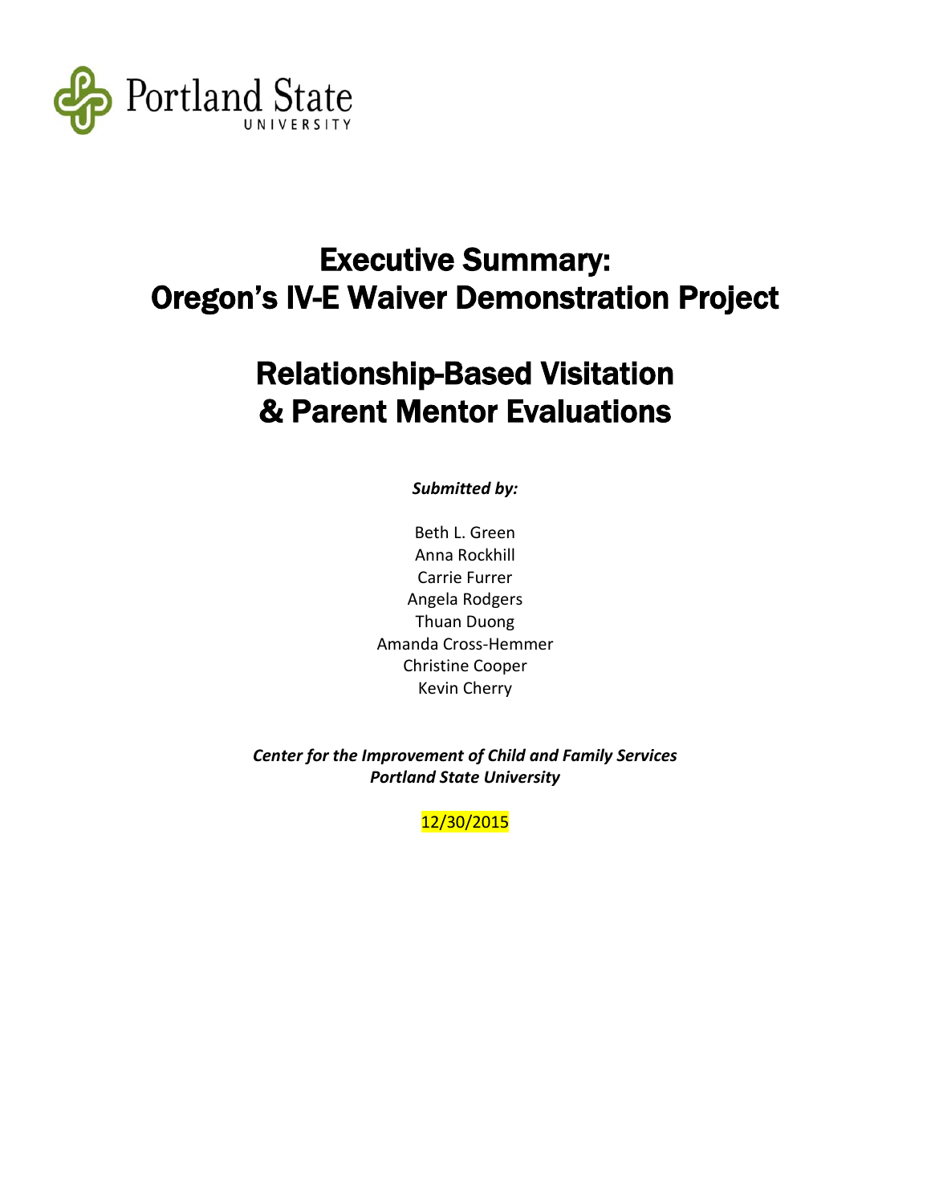Portland State
UNIVERSITY

# Executive Summary:
# Oregon's IV-E Waiver Demonstration Project

# Relationship-Based Visitation & Parent Mentor Evaluations

***Submitted by:***

Beth L. Green
Anna Rockhill
Carrie Furrer
Angela Rodgers
Thuan Duong
Amanda Cross-Hemmer
Christine Cooper
Kevin Cherry

***Center for the Improvement of Child and Family Services***
***Portland State University***

12/30/2015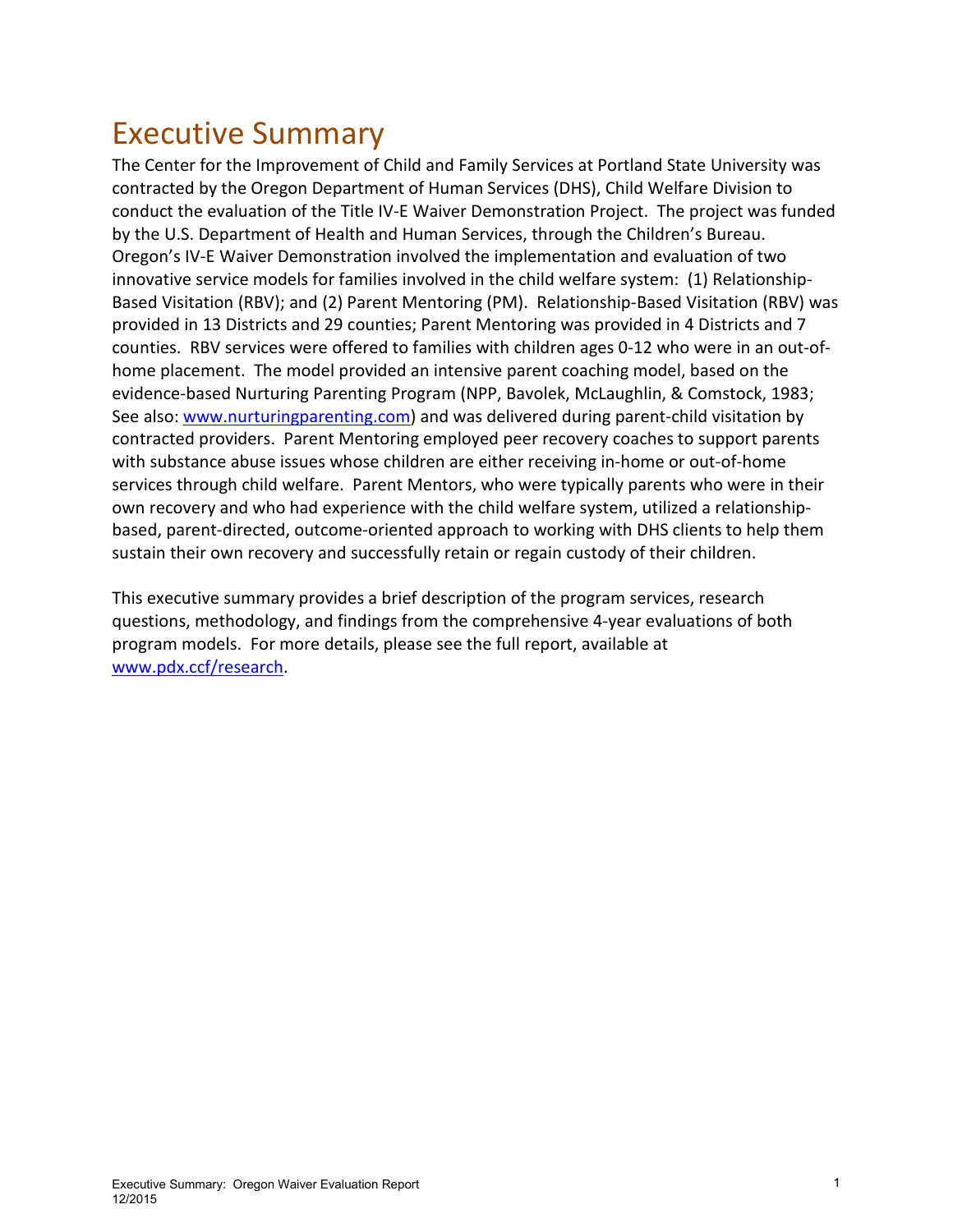# Executive Summary

The Center for the Improvement of Child and Family Services at Portland State University was contracted by the Oregon Department of Human Services (DHS), Child Welfare Division to conduct the evaluation of the Title IV-E Waiver Demonstration Project. The project was funded by the U.S. Department of Health and Human Services, through the Children's Bureau. Oregon's IV-E Waiver Demonstration involved the implementation and evaluation of two innovative service models for families involved in the child welfare system: (1) Relationship-Based Visitation (RBV); and (2) Parent Mentoring (PM). Relationship-Based Visitation (RBV) was provided in 13 Districts and 29 counties; Parent Mentoring was provided in 4 Districts and 7 counties. RBV services were offered to families with children ages 0-12 who were in an out-of-home placement. The model provided an intensive parent coaching model, based on the evidence-based Nurturing Parenting Program (NPP, Bavolek, McLaughlin, & Comstock, 1983; See also: [www.nurturingparenting.com](http://www.nurturingparenting.com)) and was delivered during parent-child visitation by contracted providers. Parent Mentoring employed peer recovery coaches to support parents with substance abuse issues whose children are either receiving in-home or out-of-home services through child welfare. Parent Mentors, who were typically parents who were in their own recovery and who had experience with the child welfare system, utilized a relationship-based, parent-directed, outcome-oriented approach to working with DHS clients to help them sustain their own recovery and successfully retain or regain custody of their children.

This executive summary provides a brief description of the program services, research questions, methodology, and findings from the comprehensive 4-year evaluations of both program models. For more details, please see the full report, available at [www.pdx.ccf/research](http://www.pdx.ccf/research).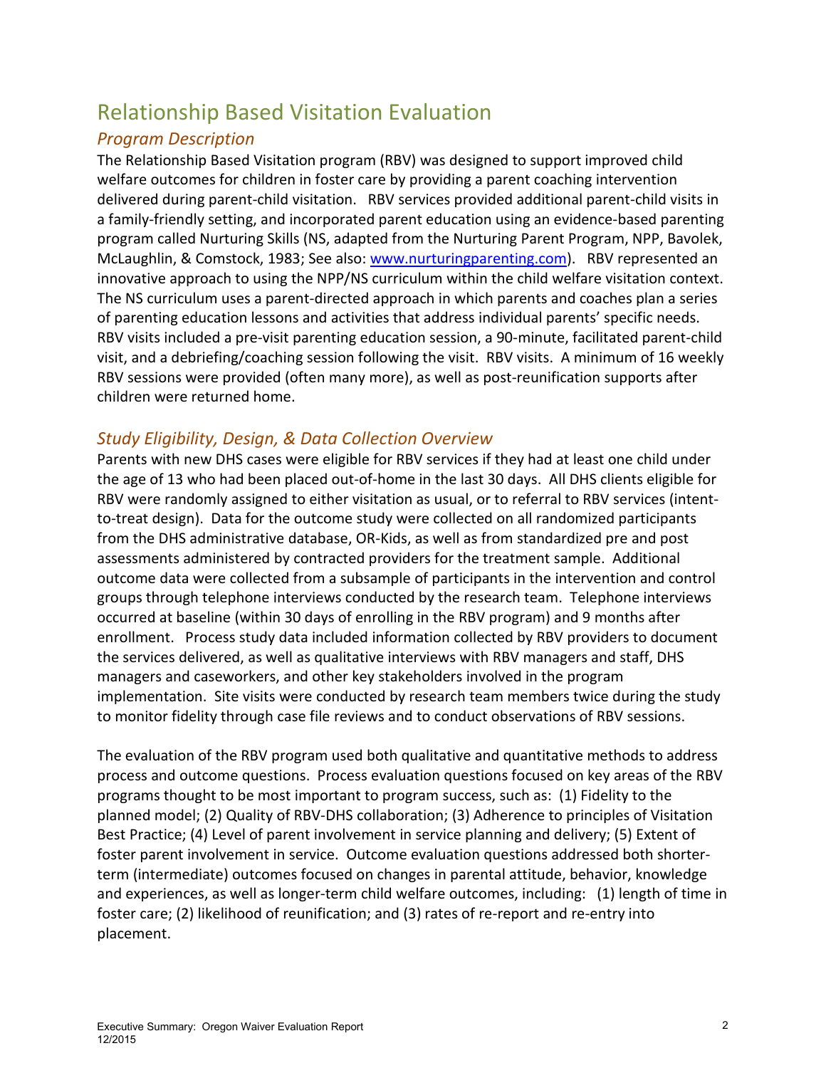# Relationship Based Visitation Evaluation

## *Program Description*

The Relationship Based Visitation program (RBV) was designed to support improved child welfare outcomes for children in foster care by providing a parent coaching intervention delivered during parent-child visitation. RBV services provided additional parent-child visits in a family-friendly setting, and incorporated parent education using an evidence-based parenting program called Nurturing Skills (NS, adapted from the Nurturing Parent Program, NPP, Bavolek, McLaughlin, & Comstock, 1983; See also: www.nurturingparenting.com). RBV represented an innovative approach to using the NPP/NS curriculum within the child welfare visitation context. The NS curriculum uses a parent-directed approach in which parents and coaches plan a series of parenting education lessons and activities that address individual parents' specific needs. RBV visits included a pre-visit parenting education session, a 90-minute, facilitated parent-child visit, and a debriefing/coaching session following the visit. RBV visits. A minimum of 16 weekly RBV sessions were provided (often many more), as well as post-reunification supports after children were returned home.

## *Study Eligibility, Design, & Data Collection Overview*

Parents with new DHS cases were eligible for RBV services if they had at least one child under the age of 13 who had been placed out-of-home in the last 30 days. All DHS clients eligible for RBV were randomly assigned to either visitation as usual, or to referral to RBV services (intent-to-treat design). Data for the outcome study were collected on all randomized participants from the DHS administrative database, OR-Kids, as well as from standardized pre and post assessments administered by contracted providers for the treatment sample. Additional outcome data were collected from a subsample of participants in the intervention and control groups through telephone interviews conducted by the research team. Telephone interviews occurred at baseline (within 30 days of enrolling in the RBV program) and 9 months after enrollment. Process study data included information collected by RBV providers to document the services delivered, as well as qualitative interviews with RBV managers and staff, DHS managers and caseworkers, and other key stakeholders involved in the program implementation. Site visits were conducted by research team members twice during the study to monitor fidelity through case file reviews and to conduct observations of RBV sessions.

The evaluation of the RBV program used both qualitative and quantitative methods to address process and outcome questions. Process evaluation questions focused on key areas of the RBV programs thought to be most important to program success, such as: (1) Fidelity to the planned model; (2) Quality of RBV-DHS collaboration; (3) Adherence to principles of Visitation Best Practice; (4) Level of parent involvement in service planning and delivery; (5) Extent of foster parent involvement in service. Outcome evaluation questions addressed both shorter-term (intermediate) outcomes focused on changes in parental attitude, behavior, knowledge and experiences, as well as longer-term child welfare outcomes, including: (1) length of time in foster care; (2) likelihood of reunification; and (3) rates of re-report and re-entry into placement.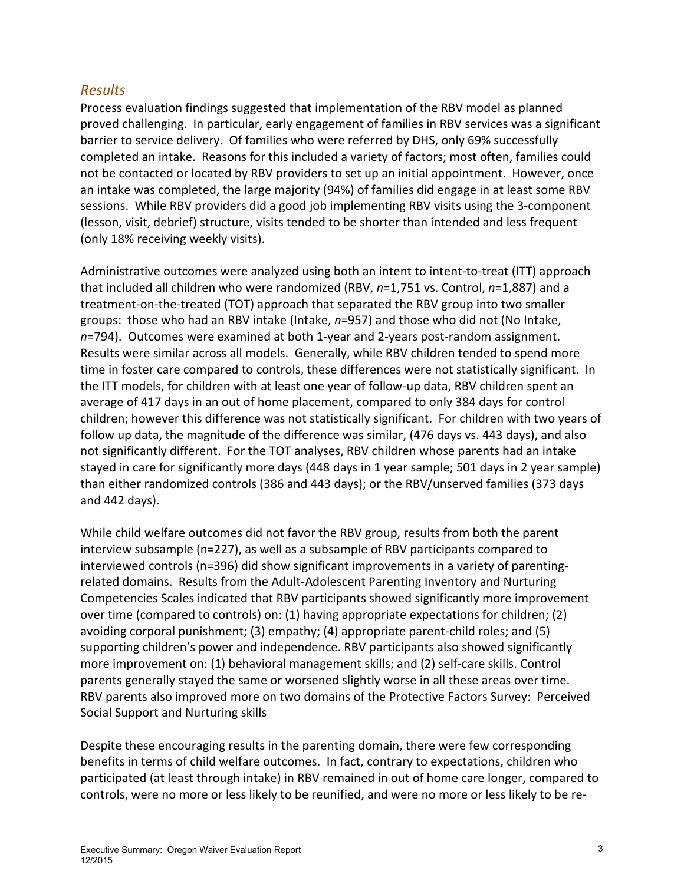### *Results*

Process evaluation findings suggested that implementation of the RBV model as planned proved challenging. In particular, early engagement of families in RBV services was a significant barrier to service delivery. Of families who were referred by DHS, only 69% successfully completed an intake. Reasons for this included a variety of factors; most often, families could not be contacted or located by RBV providers to set up an initial appointment. However, once an intake was completed, the large majority (94%) of families did engage in at least some RBV sessions. While RBV providers did a good job implementing RBV visits using the 3-component (lesson, visit, debrief) structure, visits tended to be shorter than intended and less frequent (only 18% receiving weekly visits).

Administrative outcomes were analyzed using both an intent to intent-to-treat (ITT) approach that included all children who were randomized (RBV, *n*=1,751 vs. Control, *n*=1,887) and a treatment-on-the-treated (TOT) approach that separated the RBV group into two smaller groups: those who had an RBV intake (Intake, *n*=957) and those who did not (No Intake, *n*=794). Outcomes were examined at both 1-year and 2-years post-random assignment. Results were similar across all models. Generally, while RBV children tended to spend more time in foster care compared to controls, these differences were not statistically significant. In the ITT models, for children with at least one year of follow-up data, RBV children spent an average of 417 days in an out of home placement, compared to only 384 days for control children; however this difference was not statistically significant. For children with two years of follow up data, the magnitude of the difference was similar, (476 days vs. 443 days), and also not significantly different. For the TOT analyses, RBV children whose parents had an intake stayed in care for significantly more days (448 days in 1 year sample; 501 days in 2 year sample) than either randomized controls (386 and 443 days); or the RBV/unserved families (373 days and 442 days).

While child welfare outcomes did not favor the RBV group, results from both the parent interview subsample (n=227), as well as a subsample of RBV participants compared to interviewed controls (n=396) did show significant improvements in a variety of parenting-related domains. Results from the Adult-Adolescent Parenting Inventory and Nurturing Competencies Scales indicated that RBV participants showed significantly more improvement over time (compared to controls) on: (1) having appropriate expectations for children; (2) avoiding corporal punishment; (3) empathy; (4) appropriate parent-child roles; and (5) supporting children's power and independence. RBV participants also showed significantly more improvement on: (1) behavioral management skills; and (2) self-care skills. Control parents generally stayed the same or worsened slightly worse in all these areas over time. RBV parents also improved more on two domains of the Protective Factors Survey: Perceived Social Support and Nurturing skills

Despite these encouraging results in the parenting domain, there were few corresponding benefits in terms of child welfare outcomes. In fact, contrary to expectations, children who participated (at least through intake) in RBV remained in out of home care longer, compared to controls, were no more or less likely to be reunified, and were no more or less likely to be re-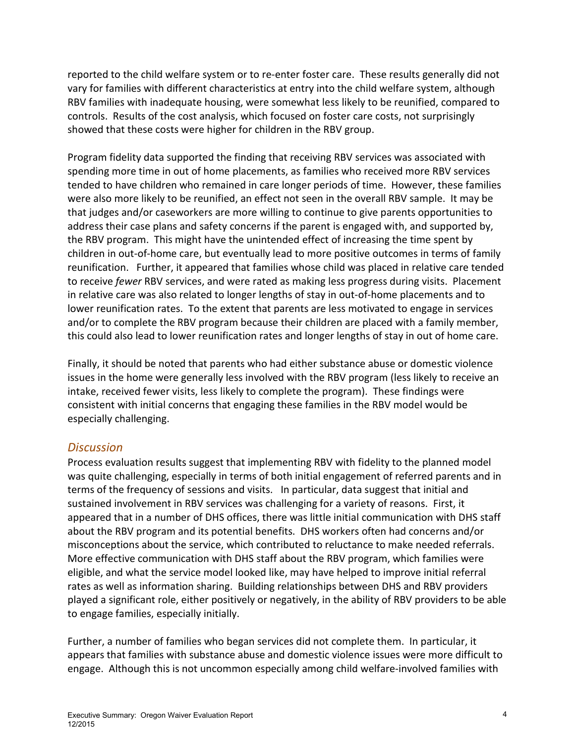reported to the child welfare system or to re-enter foster care. These results generally did not vary for families with different characteristics at entry into the child welfare system, although RBV families with inadequate housing, were somewhat less likely to be reunified, compared to controls. Results of the cost analysis, which focused on foster care costs, not surprisingly showed that these costs were higher for children in the RBV group.

Program fidelity data supported the finding that receiving RBV services was associated with spending more time in out of home placements, as families who received more RBV services tended to have children who remained in care longer periods of time. However, these families were also more likely to be reunified, an effect not seen in the overall RBV sample. It may be that judges and/or caseworkers are more willing to continue to give parents opportunities to address their case plans and safety concerns if the parent is engaged with, and supported by, the RBV program. This might have the unintended effect of increasing the time spent by children in out-of-home care, but eventually lead to more positive outcomes in terms of family reunification. Further, it appeared that families whose child was placed in relative care tended to receive *fewer* RBV services, and were rated as making less progress during visits. Placement in relative care was also related to longer lengths of stay in out-of-home placements and to lower reunification rates. To the extent that parents are less motivated to engage in services and/or to complete the RBV program because their children are placed with a family member, this could also lead to lower reunification rates and longer lengths of stay in out of home care.

Finally, it should be noted that parents who had either substance abuse or domestic violence issues in the home were generally less involved with the RBV program (less likely to receive an intake, received fewer visits, less likely to complete the program). These findings were consistent with initial concerns that engaging these families in the RBV model would be especially challenging.

### *Discussion*

Process evaluation results suggest that implementing RBV with fidelity to the planned model was quite challenging, especially in terms of both initial engagement of referred parents and in terms of the frequency of sessions and visits. In particular, data suggest that initial and sustained involvement in RBV services was challenging for a variety of reasons. First, it appeared that in a number of DHS offices, there was little initial communication with DHS staff about the RBV program and its potential benefits. DHS workers often had concerns and/or misconceptions about the service, which contributed to reluctance to make needed referrals. More effective communication with DHS staff about the RBV program, which families were eligible, and what the service model looked like, may have helped to improve initial referral rates as well as information sharing. Building relationships between DHS and RBV providers played a significant role, either positively or negatively, in the ability of RBV providers to be able to engage families, especially initially.

Further, a number of families who began services did not complete them. In particular, it appears that families with substance abuse and domestic violence issues were more difficult to engage. Although this is not uncommon especially among child welfare-involved families with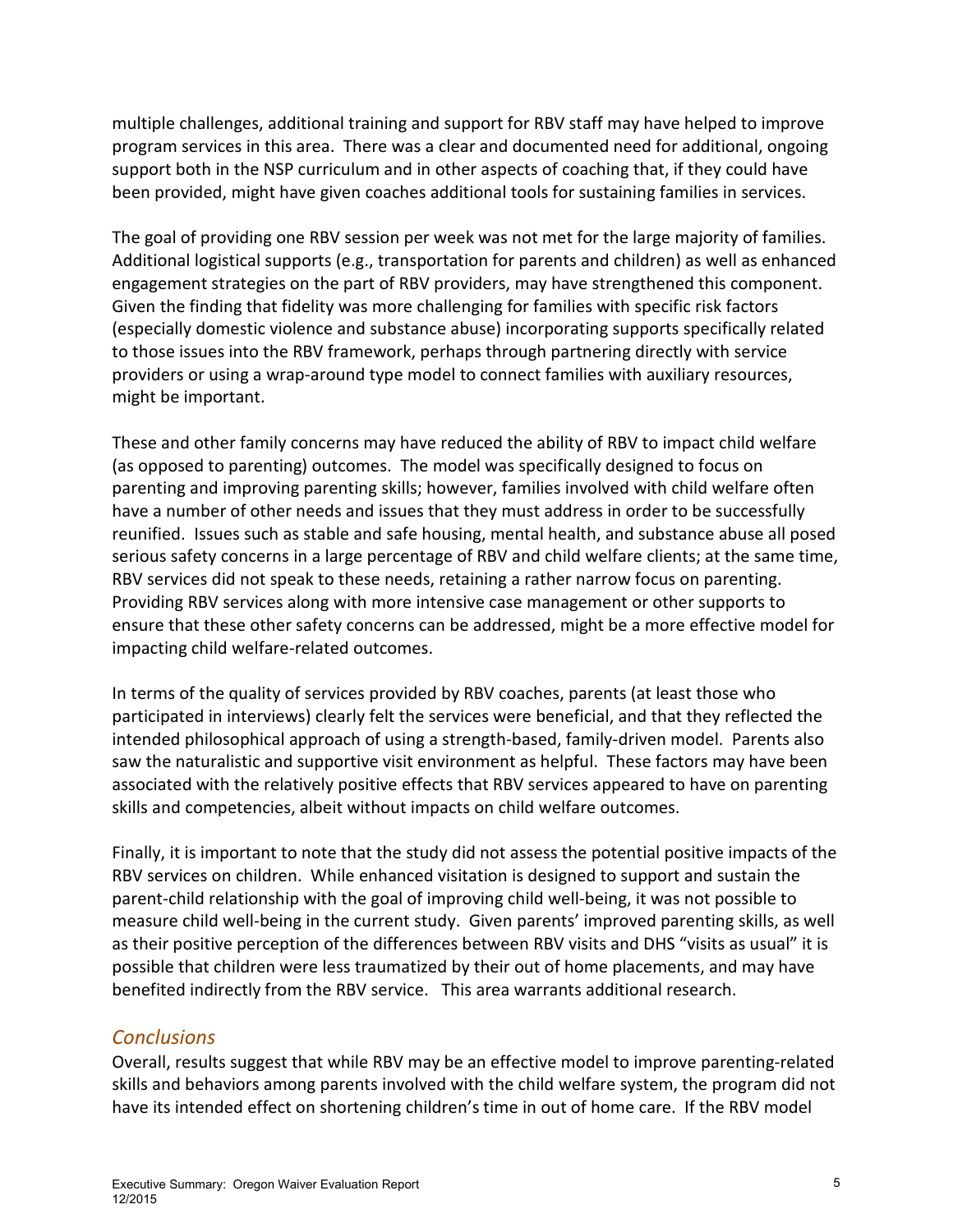multiple challenges, additional training and support for RBV staff may have helped to improve program services in this area. There was a clear and documented need for additional, ongoing support both in the NSP curriculum and in other aspects of coaching that, if they could have been provided, might have given coaches additional tools for sustaining families in services.

The goal of providing one RBV session per week was not met for the large majority of families. Additional logistical supports (e.g., transportation for parents and children) as well as enhanced engagement strategies on the part of RBV providers, may have strengthened this component. Given the finding that fidelity was more challenging for families with specific risk factors (especially domestic violence and substance abuse) incorporating supports specifically related to those issues into the RBV framework, perhaps through partnering directly with service providers or using a wrap-around type model to connect families with auxiliary resources, might be important.

These and other family concerns may have reduced the ability of RBV to impact child welfare (as opposed to parenting) outcomes. The model was specifically designed to focus on parenting and improving parenting skills; however, families involved with child welfare often have a number of other needs and issues that they must address in order to be successfully reunified. Issues such as stable and safe housing, mental health, and substance abuse all posed serious safety concerns in a large percentage of RBV and child welfare clients; at the same time, RBV services did not speak to these needs, retaining a rather narrow focus on parenting. Providing RBV services along with more intensive case management or other supports to ensure that these other safety concerns can be addressed, might be a more effective model for impacting child welfare-related outcomes.

In terms of the quality of services provided by RBV coaches, parents (at least those who participated in interviews) clearly felt the services were beneficial, and that they reflected the intended philosophical approach of using a strength-based, family-driven model. Parents also saw the naturalistic and supportive visit environment as helpful. These factors may have been associated with the relatively positive effects that RBV services appeared to have on parenting skills and competencies, albeit without impacts on child welfare outcomes.

Finally, it is important to note that the study did not assess the potential positive impacts of the RBV services on children. While enhanced visitation is designed to support and sustain the parent-child relationship with the goal of improving child well-being, it was not possible to measure child well-being in the current study. Given parents' improved parenting skills, as well as their positive perception of the differences between RBV visits and DHS "visits as usual" it is possible that children were less traumatized by their out of home placements, and may have benefited indirectly from the RBV service. This area warrants additional research.

## *Conclusions*

Overall, results suggest that while RBV may be an effective model to improve parenting-related skills and behaviors among parents involved with the child welfare system, the program did not have its intended effect on shortening children's time in out of home care. If the RBV model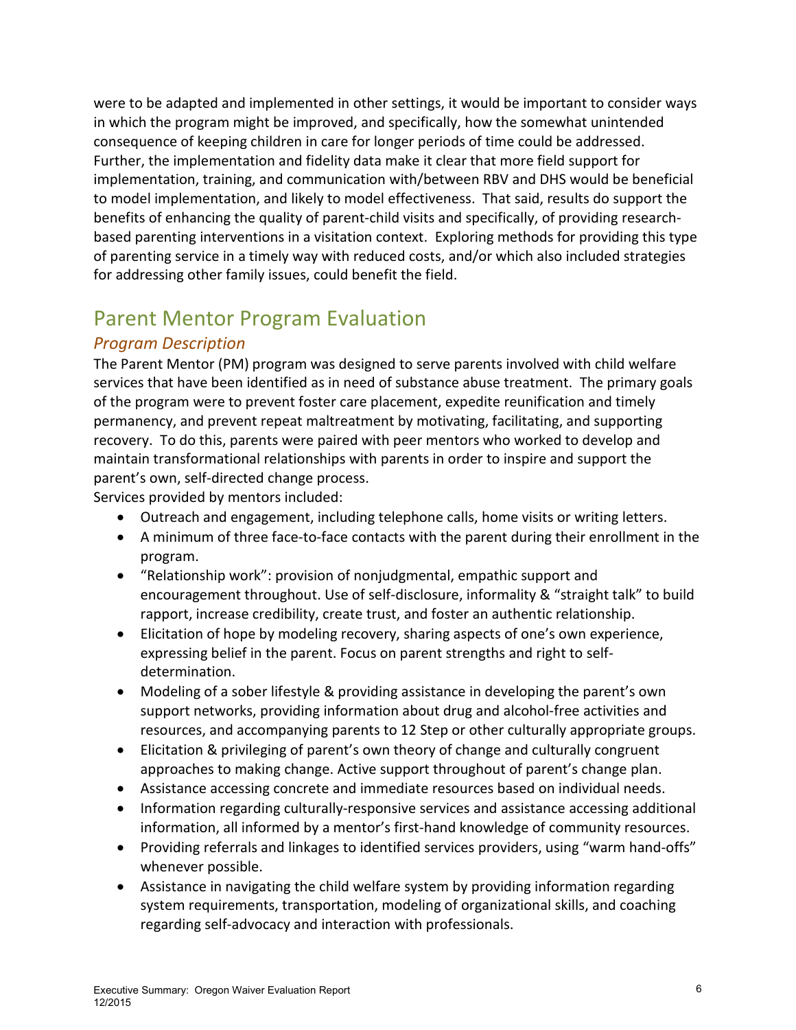were to be adapted and implemented in other settings, it would be important to consider ways in which the program might be improved, and specifically, how the somewhat unintended consequence of keeping children in care for longer periods of time could be addressed. Further, the implementation and fidelity data make it clear that more field support for implementation, training, and communication with/between RBV and DHS would be beneficial to model implementation, and likely to model effectiveness. That said, results do support the benefits of enhancing the quality of parent-child visits and specifically, of providing research-based parenting interventions in a visitation context. Exploring methods for providing this type of parenting service in a timely way with reduced costs, and/or which also included strategies for addressing other family issues, could benefit the field.

## Parent Mentor Program Evaluation

### *Program Description*

The Parent Mentor (PM) program was designed to serve parents involved with child welfare services that have been identified as in need of substance abuse treatment. The primary goals of the program were to prevent foster care placement, expedite reunification and timely permanency, and prevent repeat maltreatment by motivating, facilitating, and supporting recovery. To do this, parents were paired with peer mentors who worked to develop and maintain transformational relationships with parents in order to inspire and support the parent's own, self-directed change process.

Services provided by mentors included:

- Outreach and engagement, including telephone calls, home visits or writing letters.
- A minimum of three face-to-face contacts with the parent during their enrollment in the program.
- "Relationship work": provision of nonjudgmental, empathic support and encouragement throughout. Use of self-disclosure, informality & "straight talk" to build rapport, increase credibility, create trust, and foster an authentic relationship.
- Elicitation of hope by modeling recovery, sharing aspects of one's own experience, expressing belief in the parent. Focus on parent strengths and right to self-determination.
- Modeling of a sober lifestyle & providing assistance in developing the parent's own support networks, providing information about drug and alcohol-free activities and resources, and accompanying parents to 12 Step or other culturally appropriate groups.
- Elicitation & privileging of parent's own theory of change and culturally congruent approaches to making change. Active support throughout of parent's change plan.
- Assistance accessing concrete and immediate resources based on individual needs.
- Information regarding culturally-responsive services and assistance accessing additional information, all informed by a mentor's first-hand knowledge of community resources.
- Providing referrals and linkages to identified services providers, using "warm hand-offs" whenever possible.
- Assistance in navigating the child welfare system by providing information regarding system requirements, transportation, modeling of organizational skills, and coaching regarding self-advocacy and interaction with professionals.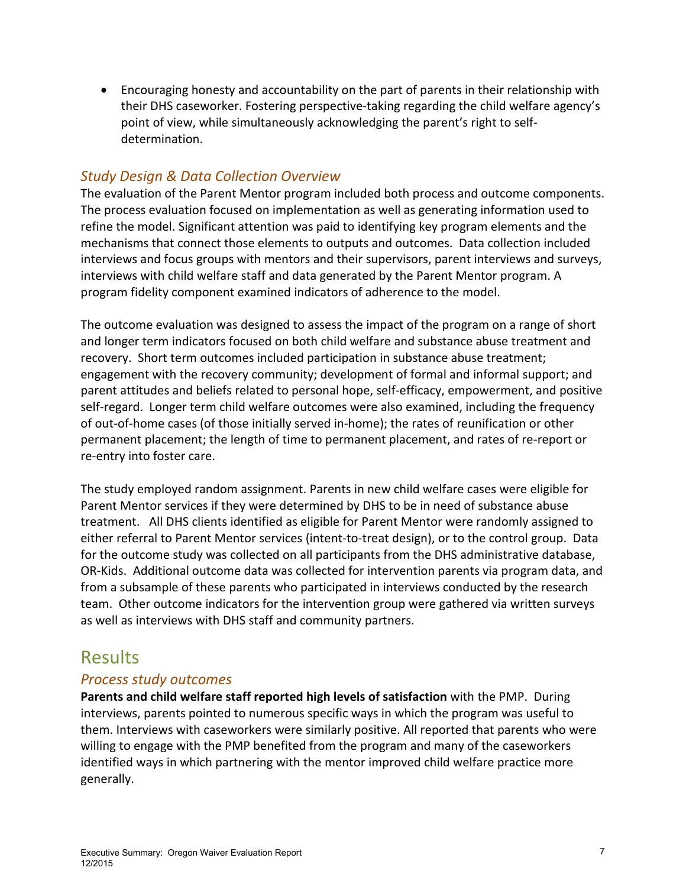- Encouraging honesty and accountability on the part of parents in their relationship with their DHS caseworker. Fostering perspective-taking regarding the child welfare agency's point of view, while simultaneously acknowledging the parent's right to self-determination.

### *Study Design & Data Collection Overview*

The evaluation of the Parent Mentor program included both process and outcome components. The process evaluation focused on implementation as well as generating information used to refine the model. Significant attention was paid to identifying key program elements and the mechanisms that connect those elements to outputs and outcomes. Data collection included interviews and focus groups with mentors and their supervisors, parent interviews and surveys, interviews with child welfare staff and data generated by the Parent Mentor program. A program fidelity component examined indicators of adherence to the model.

The outcome evaluation was designed to assess the impact of the program on a range of short and longer term indicators focused on both child welfare and substance abuse treatment and recovery. Short term outcomes included participation in substance abuse treatment; engagement with the recovery community; development of formal and informal support; and parent attitudes and beliefs related to personal hope, self-efficacy, empowerment, and positive self-regard. Longer term child welfare outcomes were also examined, including the frequency of out-of-home cases (of those initially served in-home); the rates of reunification or other permanent placement; the length of time to permanent placement, and rates of re-report or re-entry into foster care.

The study employed random assignment. Parents in new child welfare cases were eligible for Parent Mentor services if they were determined by DHS to be in need of substance abuse treatment. All DHS clients identified as eligible for Parent Mentor were randomly assigned to either referral to Parent Mentor services (intent-to-treat design), or to the control group. Data for the outcome study was collected on all participants from the DHS administrative database, OR-Kids. Additional outcome data was collected for intervention parents via program data, and from a subsample of these parents who participated in interviews conducted by the research team. Other outcome indicators for the intervention group were gathered via written surveys as well as interviews with DHS staff and community partners.

## Results

### *Process study outcomes*

**Parents and child welfare staff reported high levels of satisfaction** with the PMP. During interviews, parents pointed to numerous specific ways in which the program was useful to them. Interviews with caseworkers were similarly positive. All reported that parents who were willing to engage with the PMP benefited from the program and many of the caseworkers identified ways in which partnering with the mentor improved child welfare practice more generally.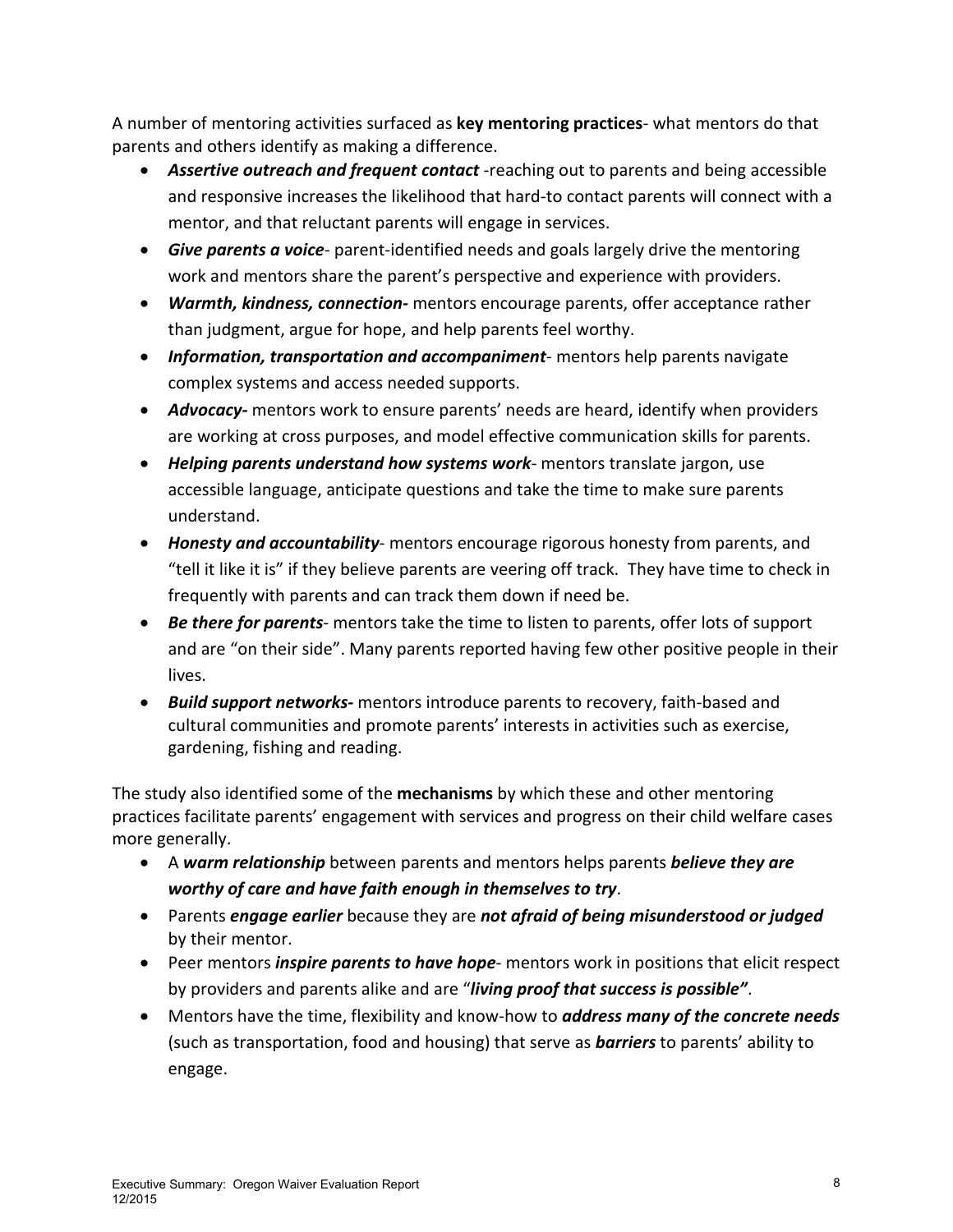A number of mentoring activities surfaced as **key mentoring practices**- what mentors do that parents and others identify as making a difference.

- ***Assertive outreach and frequent contact*** -reaching out to parents and being accessible and responsive increases the likelihood that hard-to contact parents will connect with a mentor, and that reluctant parents will engage in services.
- ***Give parents a voice***- parent-identified needs and goals largely drive the mentoring work and mentors share the parent's perspective and experience with providers.
- ***Warmth, kindness, connection-*** mentors encourage parents, offer acceptance rather than judgment, argue for hope, and help parents feel worthy.
- ***Information, transportation and accompaniment***- mentors help parents navigate complex systems and access needed supports.
- ***Advocacy-*** mentors work to ensure parents' needs are heard, identify when providers are working at cross purposes, and model effective communication skills for parents.
- ***Helping parents understand how systems work***- mentors translate jargon, use accessible language, anticipate questions and take the time to make sure parents understand.
- ***Honesty and accountability***- mentors encourage rigorous honesty from parents, and "tell it like it is" if they believe parents are veering off track. They have time to check in frequently with parents and can track them down if need be.
- ***Be there for parents***- mentors take the time to listen to parents, offer lots of support and are "on their side". Many parents reported having few other positive people in their lives.
- ***Build support networks-*** mentors introduce parents to recovery, faith-based and cultural communities and promote parents' interests in activities such as exercise, gardening, fishing and reading.

The study also identified some of the **mechanisms** by which these and other mentoring practices facilitate parents' engagement with services and progress on their child welfare cases more generally.

- A ***warm relationship*** between parents and mentors helps parents ***believe they are worthy of care and have faith enough in themselves to try***.
- Parents ***engage earlier*** because they are ***not afraid of being misunderstood or judged*** by their mentor.
- Peer mentors ***inspire parents to have hope***- mentors work in positions that elicit respect by providers and parents alike and are "***living proof that success is possible"***.
- Mentors have the time, flexibility and know-how to ***address many of the concrete needs*** (such as transportation, food and housing) that serve as ***barriers*** to parents' ability to engage.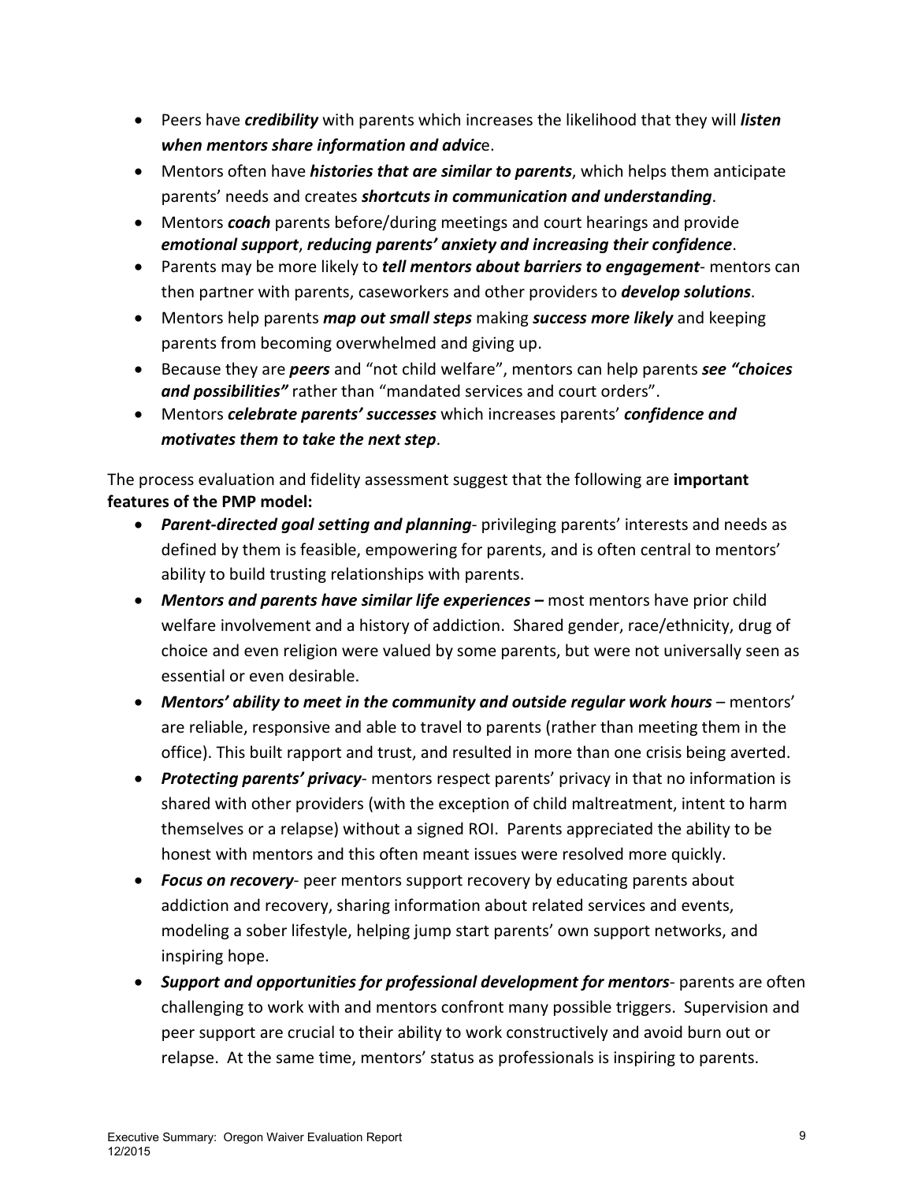- Peers have ***credibility*** with parents which increases the likelihood that they will ***listen when mentors share information and advic***e.
- Mentors often have ***histories that are similar to parents***, which helps them anticipate parents' needs and creates ***shortcuts in communication and understanding***.
- Mentors ***coach*** parents before/during meetings and court hearings and provide ***emotional support***, ***reducing parents' anxiety and increasing their confidence***.
- Parents may be more likely to ***tell mentors about barriers to engagement***- mentors can then partner with parents, caseworkers and other providers to ***develop solutions***.
- Mentors help parents ***map out small steps*** making ***success more likely*** and keeping parents from becoming overwhelmed and giving up.
- Because they are ***peers*** and "not child welfare", mentors can help parents ***see "choices and possibilities"*** rather than "mandated services and court orders".
- Mentors ***celebrate parents' successes*** which increases parents' ***confidence and motivates them to take the next step***.

The process evaluation and fidelity assessment suggest that the following are **important features of the PMP model:**

- ***Parent-directed goal setting and planning***- privileging parents' interests and needs as defined by them is feasible, empowering for parents, and is often central to mentors' ability to build trusting relationships with parents.
- ***Mentors and parents have similar life experiences –*** most mentors have prior child welfare involvement and a history of addiction. Shared gender, race/ethnicity, drug of choice and even religion were valued by some parents, but were not universally seen as essential or even desirable.
- ***Mentors' ability to meet in the community and outside regular work hours*** – mentors' are reliable, responsive and able to travel to parents (rather than meeting them in the office). This built rapport and trust, and resulted in more than one crisis being averted.
- ***Protecting parents' privacy***- mentors respect parents' privacy in that no information is shared with other providers (with the exception of child maltreatment, intent to harm themselves or a relapse) without a signed ROI. Parents appreciated the ability to be honest with mentors and this often meant issues were resolved more quickly.
- ***Focus on recovery***- peer mentors support recovery by educating parents about addiction and recovery, sharing information about related services and events, modeling a sober lifestyle, helping jump start parents' own support networks, and inspiring hope.
- ***Support and opportunities for professional development for mentors***- parents are often challenging to work with and mentors confront many possible triggers. Supervision and peer support are crucial to their ability to work constructively and avoid burn out or relapse. At the same time, mentors' status as professionals is inspiring to parents.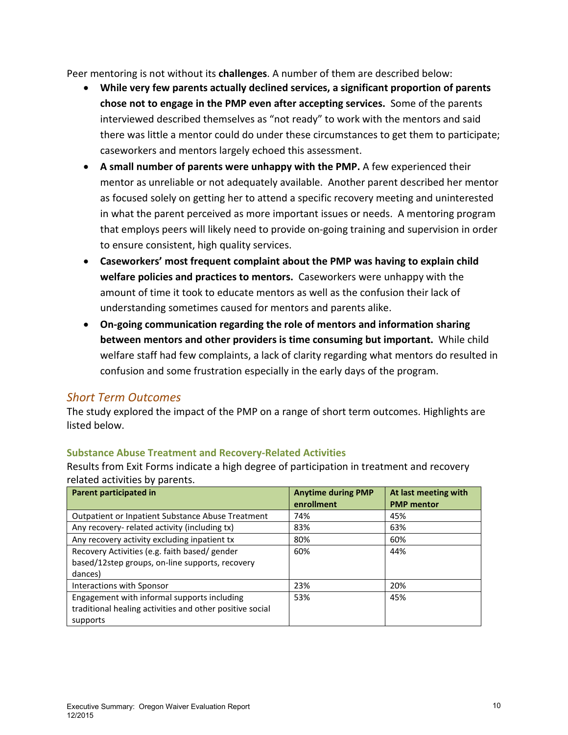Peer mentoring is not without its **challenges**. A number of them are described below:

- **While very few parents actually declined services, a significant proportion of parents chose not to engage in the PMP even after accepting services.** Some of the parents interviewed described themselves as "not ready" to work with the mentors and said there was little a mentor could do under these circumstances to get them to participate; caseworkers and mentors largely echoed this assessment.
- **A small number of parents were unhappy with the PMP.** A few experienced their mentor as unreliable or not adequately available. Another parent described her mentor as focused solely on getting her to attend a specific recovery meeting and uninterested in what the parent perceived as more important issues or needs. A mentoring program that employs peers will likely need to provide on-going training and supervision in order to ensure consistent, high quality services.
- **Caseworkers' most frequent complaint about the PMP was having to explain child welfare policies and practices to mentors.** Caseworkers were unhappy with the amount of time it took to educate mentors as well as the confusion their lack of understanding sometimes caused for mentors and parents alike.
- **On-going communication regarding the role of mentors and information sharing between mentors and other providers is time consuming but important.** While child welfare staff had few complaints, a lack of clarity regarding what mentors do resulted in confusion and some frustration especially in the early days of the program.

## *Short Term Outcomes*

The study explored the impact of the PMP on a range of short term outcomes. Highlights are listed below.

### Substance Abuse Treatment and Recovery-Related Activities

Results from Exit Forms indicate a high degree of participation in treatment and recovery related activities by parents.

| Parent participated in | Anytime during PMP enrollment | At last meeting with PMP mentor |
|---|---|---|
| Outpatient or Inpatient Substance Abuse Treatment | 74% | 45% |
| Any recovery- related activity (including tx) | 83% | 63% |
| Any recovery activity excluding inpatient tx | 80% | 60% |
| Recovery Activities (e.g. faith based/ gender based/12step groups, on-line supports, recovery dances) | 60% | 44% |
| Interactions with Sponsor | 23% | 20% |
| Engagement with informal supports including traditional healing activities and other positive social supports | 53% | 45% |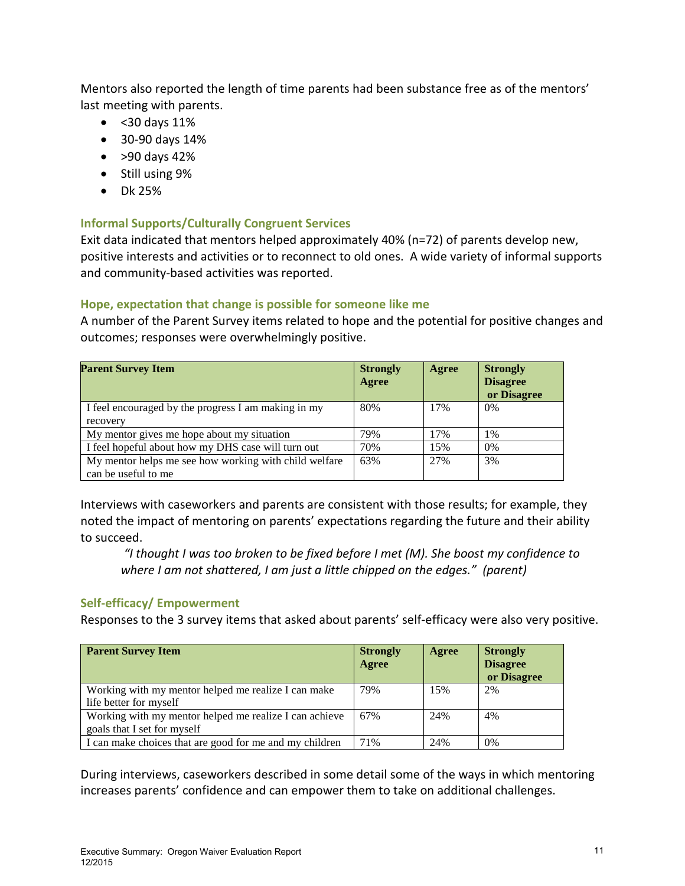Mentors also reported the length of time parents had been substance free as of the mentors' last meeting with parents.

- <30 days 11%
- 30-90 days 14%
- >90 days 42%
- Still using 9%
- Dk 25%

### Informal Supports/Culturally Congruent Services

Exit data indicated that mentors helped approximately 40% (n=72) of parents develop new, positive interests and activities or to reconnect to old ones. A wide variety of informal supports and community-based activities was reported.

### Hope, expectation that change is possible for someone like me

A number of the Parent Survey items related to hope and the potential for positive changes and outcomes; responses were overwhelmingly positive.

| Parent Survey Item | Strongly Agree | Agree | Strongly Disagree or Disagree |
|---|---|---|---|
| I feel encouraged by the progress I am making in my recovery | 80% | 17% | 0% |
| My mentor gives me hope about my situation | 79% | 17% | 1% |
| I feel hopeful about how my DHS case will turn out | 70% | 15% | 0% |
| My mentor helps me see how working with child welfare can be useful to me | 63% | 27% | 3% |

Interviews with caseworkers and parents are consistent with those results; for example, they noted the impact of mentoring on parents' expectations regarding the future and their ability to succeed.

> *"I thought I was too broken to be fixed before I met (M). She boost my confidence to where I am not shattered, I am just a little chipped on the edges." (parent)*

### Self-efficacy/ Empowerment

Responses to the 3 survey items that asked about parents' self-efficacy were also very positive.

| Parent Survey Item | Strongly Agree | Agree | Strongly Disagree or Disagree |
|---|---|---|---|
| Working with my mentor helped me realize I can make life better for myself | 79% | 15% | 2% |
| Working with my mentor helped me realize I can achieve goals that I set for myself | 67% | 24% | 4% |
| I can make choices that are good for me and my children | 71% | 24% | 0% |

During interviews, caseworkers described in some detail some of the ways in which mentoring increases parents' confidence and can empower them to take on additional challenges.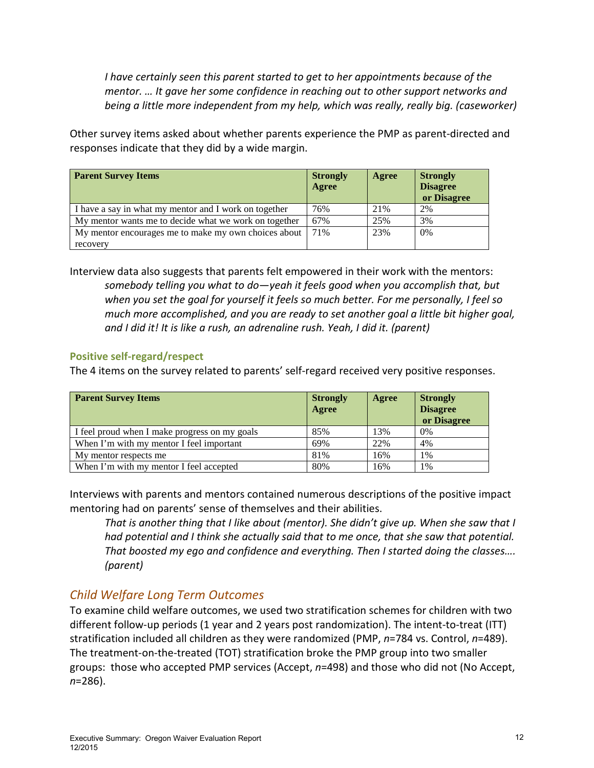*I have certainly seen this parent started to get to her appointments because of the mentor. … It gave her some confidence in reaching out to other support networks and being a little more independent from my help, which was really, really big. (caseworker)*

Other survey items asked about whether parents experience the PMP as parent-directed and responses indicate that they did by a wide margin.

| Parent Survey Items | Strongly Agree | Agree | Strongly Disagree or Disagree |
|---|---|---|---|
| I have a say in what my mentor and I work on together | 76% | 21% | 2% |
| My mentor wants me to decide what we work on together | 67% | 25% | 3% |
| My mentor encourages me to make my own choices about recovery | 71% | 23% | 0% |

Interview data also suggests that parents felt empowered in their work with the mentors:

*somebody telling you what to do—yeah it feels good when you accomplish that, but when you set the goal for yourself it feels so much better. For me personally, I feel so much more accomplished, and you are ready to set another goal a little bit higher goal, and I did it! It is like a rush, an adrenaline rush. Yeah, I did it. (parent)*

### Positive self-regard/respect

The 4 items on the survey related to parents' self-regard received very positive responses.

| Parent Survey Items | Strongly Agree | Agree | Strongly Disagree or Disagree |
|---|---|---|---|
| I feel proud when I make progress on my goals | 85% | 13% | 0% |
| When I'm with my mentor I feel important | 69% | 22% | 4% |
| My mentor respects me | 81% | 16% | 1% |
| When I'm with my mentor I feel accepted | 80% | 16% | 1% |

Interviews with parents and mentors contained numerous descriptions of the positive impact mentoring had on parents' sense of themselves and their abilities.

*That is another thing that I like about (mentor). She didn't give up. When she saw that I had potential and I think she actually said that to me once, that she saw that potential. That boosted my ego and confidence and everything. Then I started doing the classes…. (parent)*

## *Child Welfare Long Term Outcomes*

To examine child welfare outcomes, we used two stratification schemes for children with two different follow-up periods (1 year and 2 years post randomization). The intent-to-treat (ITT) stratification included all children as they were randomized (PMP, *n*=784 vs. Control, *n*=489). The treatment-on-the-treated (TOT) stratification broke the PMP group into two smaller groups: those who accepted PMP services (Accept, *n*=498) and those who did not (No Accept, *n*=286).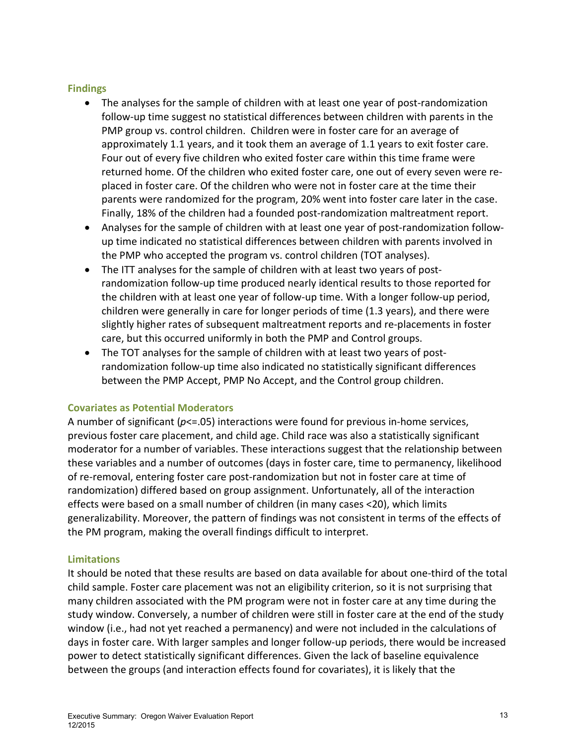### Findings

- The analyses for the sample of children with at least one year of post-randomization follow-up time suggest no statistical differences between children with parents in the PMP group vs. control children. Children were in foster care for an average of approximately 1.1 years, and it took them an average of 1.1 years to exit foster care. Four out of every five children who exited foster care within this time frame were returned home. Of the children who exited foster care, one out of every seven were re-placed in foster care. Of the children who were not in foster care at the time their parents were randomized for the program, 20% went into foster care later in the case. Finally, 18% of the children had a founded post-randomization maltreatment report.
- Analyses for the sample of children with at least one year of post-randomization follow-up time indicated no statistical differences between children with parents involved in the PMP who accepted the program vs. control children (TOT analyses).
- The ITT analyses for the sample of children with at least two years of post-randomization follow-up time produced nearly identical results to those reported for the children with at least one year of follow-up time. With a longer follow-up period, children were generally in care for longer periods of time (1.3 years), and there were slightly higher rates of subsequent maltreatment reports and re-placements in foster care, but this occurred uniformly in both the PMP and Control groups.
- The TOT analyses for the sample of children with at least two years of post-randomization follow-up time also indicated no statistically significant differences between the PMP Accept, PMP No Accept, and the Control group children.

### Covariates as Potential Moderators

A number of significant ($p<=.05$) interactions were found for previous in-home services, previous foster care placement, and child age. Child race was also a statistically significant moderator for a number of variables. These interactions suggest that the relationship between these variables and a number of outcomes (days in foster care, time to permanency, likelihood of re-removal, entering foster care post-randomization but not in foster care at time of randomization) differed based on group assignment. Unfortunately, all of the interaction effects were based on a small number of children (in many cases <20), which limits generalizability. Moreover, the pattern of findings was not consistent in terms of the effects of the PM program, making the overall findings difficult to interpret.

### Limitations

It should be noted that these results are based on data available for about one-third of the total child sample. Foster care placement was not an eligibility criterion, so it is not surprising that many children associated with the PM program were not in foster care at any time during the study window. Conversely, a number of children were still in foster care at the end of the study window (i.e., had not yet reached a permanency) and were not included in the calculations of days in foster care. With larger samples and longer follow-up periods, there would be increased power to detect statistically significant differences. Given the lack of baseline equivalence between the groups (and interaction effects found for covariates), it is likely that the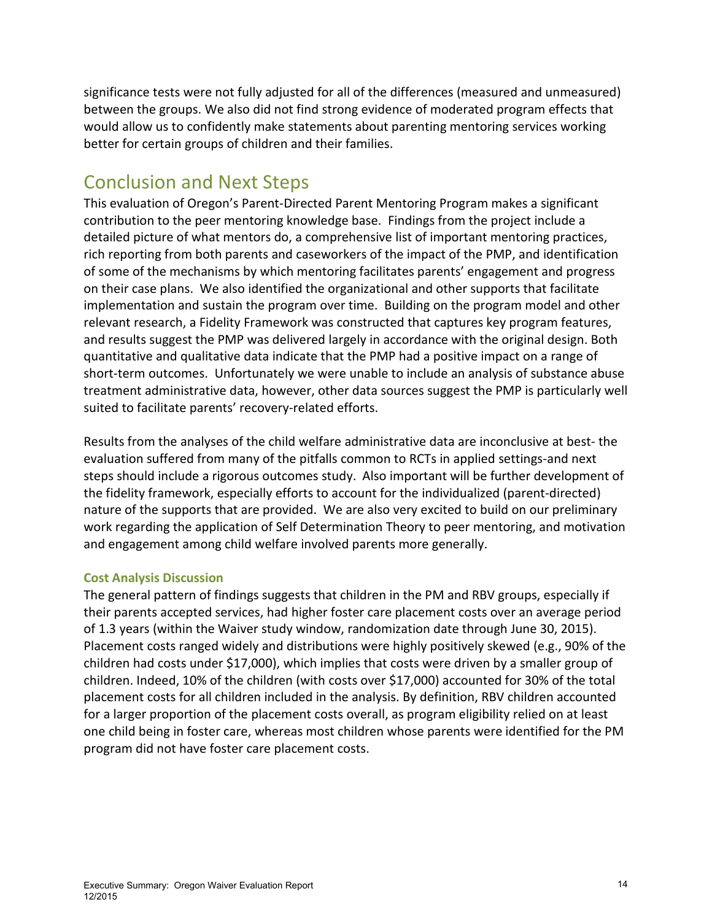significance tests were not fully adjusted for all of the differences (measured and unmeasured) between the groups. We also did not find strong evidence of moderated program effects that would allow us to confidently make statements about parenting mentoring services working better for certain groups of children and their families.

## Conclusion and Next Steps

This evaluation of Oregon's Parent-Directed Parent Mentoring Program makes a significant contribution to the peer mentoring knowledge base. Findings from the project include a detailed picture of what mentors do, a comprehensive list of important mentoring practices, rich reporting from both parents and caseworkers of the impact of the PMP, and identification of some of the mechanisms by which mentoring facilitates parents' engagement and progress on their case plans. We also identified the organizational and other supports that facilitate implementation and sustain the program over time. Building on the program model and other relevant research, a Fidelity Framework was constructed that captures key program features, and results suggest the PMP was delivered largely in accordance with the original design. Both quantitative and qualitative data indicate that the PMP had a positive impact on a range of short-term outcomes. Unfortunately we were unable to include an analysis of substance abuse treatment administrative data, however, other data sources suggest the PMP is particularly well suited to facilitate parents' recovery-related efforts.

Results from the analyses of the child welfare administrative data are inconclusive at best- the evaluation suffered from many of the pitfalls common to RCTs in applied settings-and next steps should include a rigorous outcomes study. Also important will be further development of the fidelity framework, especially efforts to account for the individualized (parent-directed) nature of the supports that are provided. We are also very excited to build on our preliminary work regarding the application of Self Determination Theory to peer mentoring, and motivation and engagement among child welfare involved parents more generally.

### Cost Analysis Discussion

The general pattern of findings suggests that children in the PM and RBV groups, especially if their parents accepted services, had higher foster care placement costs over an average period of 1.3 years (within the Waiver study window, randomization date through June 30, 2015). Placement costs ranged widely and distributions were highly positively skewed (e.g., 90% of the children had costs under $17,000), which implies that costs were driven by a smaller group of children. Indeed, 10% of the children (with costs over $17,000) accounted for 30% of the total placement costs for all children included in the analysis. By definition, RBV children accounted for a larger proportion of the placement costs overall, as program eligibility relied on at least one child being in foster care, whereas most children whose parents were identified for the PM program did not have foster care placement costs.